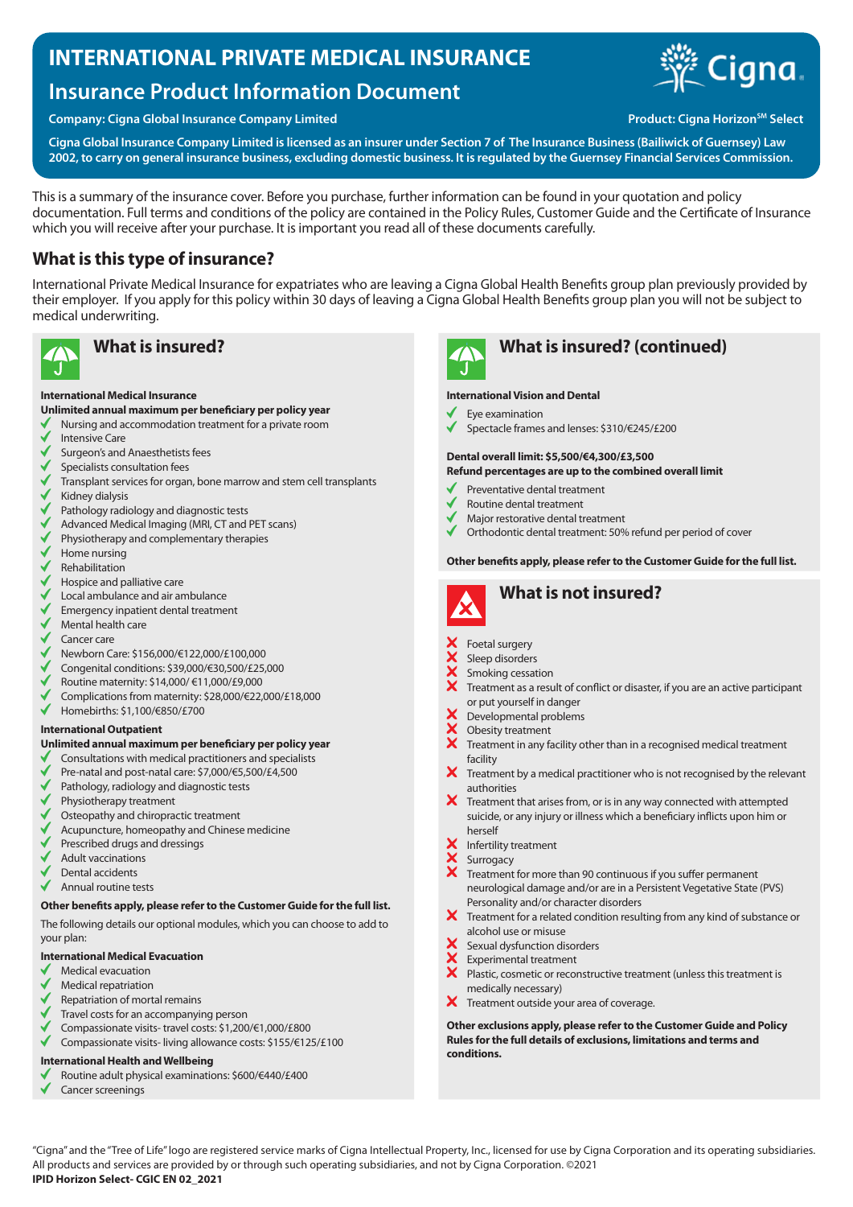# INTERNATIONAL PRIVATE MEDICAL INSURANCE

## Insurance Product Information Document

**Company: Cigna Global Insurance Company Limited**

**Product: Cigna Horizon℠ Select**

**Cigna Global Insurance Company Limited is licensed as an insurer under Section 7 of The Insurance Business (Bailiwick of Guernsey) Law 2002, to carry on general insurance business, excluding domestic business. It is regulated by the Guernsey Financial Services Commission.**

This is a summary of the insurance cover. Before you purchase, further information can be found in your quotation and policy documentation. Full terms and conditions of the policy are contained in the Policy Rules, Customer Guide and the Certificate of Insurance which you will receive after your purchase. It is important you read all of these documents carefully.

## What is this type of insurance?

International Private Medical Insurance for expatriates who are leaving a Cigna Global Health Benefits group plan previously provided by their employer. If you apply for this policy within 30 days of leaving a Cigna Global Health Benefits group plan you will not be subject to medical underwriting.

## What is insured?

**International Medical Insurance**

**Unlimited annual maximum per beneficiary per policy year**

- ✓ Nursing and accommodation treatment for a private room
- ✓ Intensive Care
- ✓ Surgeon's and Anaesthetists fees
- ✓ Specialists consultation fees
- ✓ Transplant services for organ, bone marrow and stem cell transplants
- ✓ Kidney dialysis
- ✓ Pathology radiology and diagnostic tests
- ✓ Advanced Medical Imaging (MRI, CT and PET scans)
- ✓ Physiotherapy and complementary therapies
- ✓ Home nursing
- ✓ Rehabilitation
- ✓ Hospice and palliative care
- ✓ Local ambulance and air ambulance
- ✓ Emergency inpatient dental treatment
- ✓ Mental health care
- ✓ Cancer care
- ✓ Newborn Care: $156,000/€122,000/£100,000
- ✓ Congenital conditions: $39,000/€30,500/£25,000
- ✓ Routine maternity: $14,000/ €11,000/£9,000
- ✓ Complications from maternity: $28,000/€22,000/£18,000
- ✓ Homebirths: $1,100/€850/£700

**International Outpatient**

**Unlimited annual maximum per beneficiary per policy year**

- ✓ Consultations with medical practitioners and specialists
- ✓ Pre-natal and post-natal care: $7,000/€5,500/£4,500
- ✓ Pathology, radiology and diagnostic tests
- ✓ Physiotherapy treatment
- ✓ Osteopathy and chiropractic treatment
- ✓ Acupuncture, homeopathy and Chinese medicine
- ✓ Prescribed drugs and dressings
- ✓ Adult vaccinations
- ✓ Dental accidents
- ✓ Annual routine tests

**Other benefits apply, please refer to the Customer Guide for the full list.**

The following details our optional modules, which you can choose to add to your plan:

**International Medical Evacuation**

- ✓ Medical evacuation
- ✓ Medical repatriation
- ✓ Repatriation of mortal remains
- ✓ Travel costs for an accompanying person
- ✓ Compassionate visits- travel costs: $1,200/€1,000/£800
- ✓ Compassionate visits- living allowance costs: $155/€125/£100

**International Health and Wellbeing**

- ✓ Routine adult physical examinations: $600/€440/£400
- ✓ Cancer screenings

## What is insured? (continued)

**International Vision and Dental**

- ✓ Eye examination
- ✓ Spectacle frames and lenses: $310/€245/£200

**Dental overall limit: $5,500/€4,300/£3,500**
**Refund percentages are up to the combined overall limit**

- ✓ Preventative dental treatment
- ✓ Routine dental treatment
- ✓ Major restorative dental treatment
- ✓ Orthodontic dental treatment: 50% refund per period of cover

**Other benefits apply, please refer to the Customer Guide for the full list.**

## What is not insured?

- ✗ Foetal surgery
- ✗ Sleep disorders
- ✗ Smoking cessation
- ✗ Treatment as a result of conflict or disaster, if you are an active participant or put yourself in danger
- ✗ Developmental problems
- ✗ Obesity treatment
- ✗ Treatment in any facility other than in a recognised medical treatment facility
- ✗ Treatment by a medical practitioner who is not recognised by the relevant authorities
- ✗ Treatment that arises from, or is in any way connected with attempted suicide, or any injury or illness which a beneficiary inflicts upon him or herself
- ✗ Infertility treatment
- ✗ Surrogacy
- ✗ Treatment for more than 90 continuous if you suffer permanent neurological damage and/or are in a Persistent Vegetative State (PVS) Personality and/or character disorders
- ✗ Treatment for a related condition resulting from any kind of substance or alcohol use or misuse
- ✗ Sexual dysfunction disorders
- ✗ Experimental treatment
- ✗ Plastic, cosmetic or reconstructive treatment (unless this treatment is medically necessary)
- ✗ Treatment outside your area of coverage.

**Other exclusions apply, please refer to the Customer Guide and Policy Rules for the full details of exclusions, limitations and terms and conditions.**

"Cigna" and the "Tree of Life" logo are registered service marks of Cigna Intellectual Property, Inc., licensed for use by Cigna Corporation and its operating subsidiaries. All products and services are provided by or through such operating subsidiaries, and not by Cigna Corporation. ©2021

**IPID Horizon Select- CGIC EN 02_2021**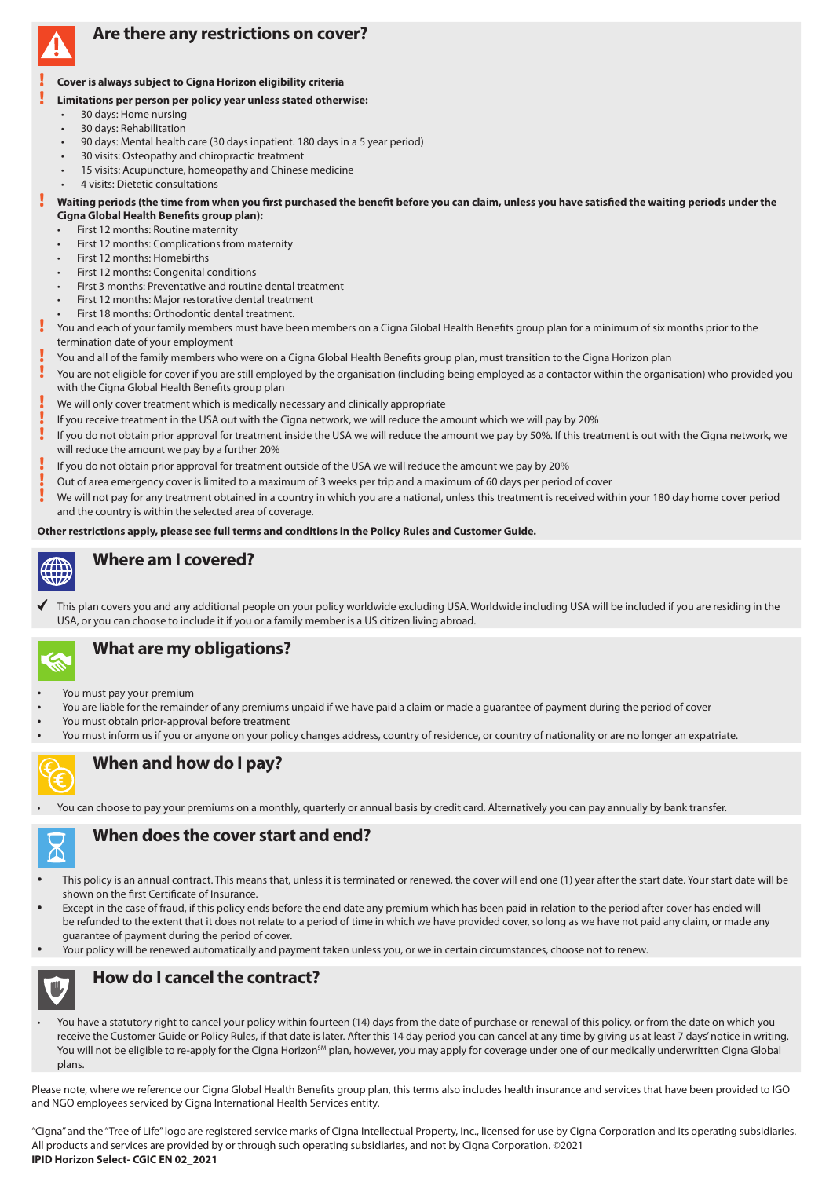## Are there any restrictions on cover?

- **Cover is always subject to Cigna Horizon eligibility criteria**
- **Limitations per person per policy year unless stated otherwise:**
  - 30 days: Home nursing
  - 30 days: Rehabilitation
  - 90 days: Mental health care (30 days inpatient. 180 days in a 5 year period)
  - 30 visits: Osteopathy and chiropractic treatment
  - 15 visits: Acupuncture, homeopathy and Chinese medicine
  - 4 visits: Dietetic consultations
- **Waiting periods (the time from when you first purchased the benefit before you can claim, unless you have satisfied the waiting periods under the Cigna Global Health Benefits group plan):**
  - First 12 months: Routine maternity
  - First 12 months: Complications from maternity
  - First 12 months: Homebirths
  - First 12 months: Congenital conditions
  - First 3 months: Preventative and routine dental treatment
  - First 12 months: Major restorative dental treatment
  - First 18 months: Orthodontic dental treatment.
- You and each of your family members must have been members on a Cigna Global Health Benefits group plan for a minimum of six months prior to the termination date of your employment
- You and all of the family members who were on a Cigna Global Health Benefits group plan, must transition to the Cigna Horizon plan
- You are not eligible for cover if you are still employed by the organisation (including being employed as a contactor within the organisation) who provided you with the Cigna Global Health Benefits group plan
- We will only cover treatment which is medically necessary and clinically appropriate
- If you receive treatment in the USA out with the Cigna network, we will reduce the amount which we will pay by 20%
- If you do not obtain prior approval for treatment inside the USA we will reduce the amount we pay by 50%. If this treatment is out with the Cigna network, we will reduce the amount we pay by a further 20%
- If you do not obtain prior approval for treatment outside of the USA we will reduce the amount we pay by 20%
- Out of area emergency cover is limited to a maximum of 3 weeks per trip and a maximum of 60 days per period of cover
- We will not pay for any treatment obtained in a country in which you are a national, unless this treatment is received within your 180 day home cover period and the country is within the selected area of coverage.

**Other restrictions apply, please see full terms and conditions in the Policy Rules and Customer Guide.**

## Where am I covered?

- ✓ This plan covers you and any additional people on your policy worldwide excluding USA. Worldwide including USA will be included if you are residing in the USA, or you can choose to include it if you or a family member is a US citizen living abroad.

## What are my obligations?

- You must pay your premium
- You are liable for the remainder of any premiums unpaid if we have paid a claim or made a guarantee of payment during the period of cover
- You must obtain prior-approval before treatment
- You must inform us if you or anyone on your policy changes address, country of residence, or country of nationality or are no longer an expatriate.

## When and how do I pay?

- You can choose to pay your premiums on a monthly, quarterly or annual basis by credit card. Alternatively you can pay annually by bank transfer.

## When does the cover start and end?

- This policy is an annual contract. This means that, unless it is terminated or renewed, the cover will end one (1) year after the start date. Your start date will be shown on the first Certificate of Insurance.
- Except in the case of fraud, if this policy ends before the end date any premium which has been paid in relation to the period after cover has ended will be refunded to the extent that it does not relate to a period of time in which we have provided cover, so long as we have not paid any claim, or made any guarantee of payment during the period of cover.
- Your policy will be renewed automatically and payment taken unless you, or we in certain circumstances, choose not to renew.

## How do I cancel the contract?

- You have a statutory right to cancel your policy within fourteen (14) days from the date of purchase or renewal of this policy, or from the date on which you receive the Customer Guide or Policy Rules, if that date is later. After this 14 day period you can cancel at any time by giving us at least 7 days' notice in writing. You will not be eligible to re-apply for the Cigna Horizon℠ plan, however, you may apply for coverage under one of our medically underwritten Cigna Global plans.

Please note, where we reference our Cigna Global Health Benefits group plan, this terms also includes health insurance and services that have been provided to IGO and NGO employees serviced by Cigna International Health Services entity.

"Cigna" and the "Tree of Life" logo are registered service marks of Cigna Intellectual Property, Inc., licensed for use by Cigna Corporation and its operating subsidiaries. All products and services are provided by or through such operating subsidiaries, and not by Cigna Corporation. ©2021

**IPID Horizon Select- CGIC EN 02_2021**